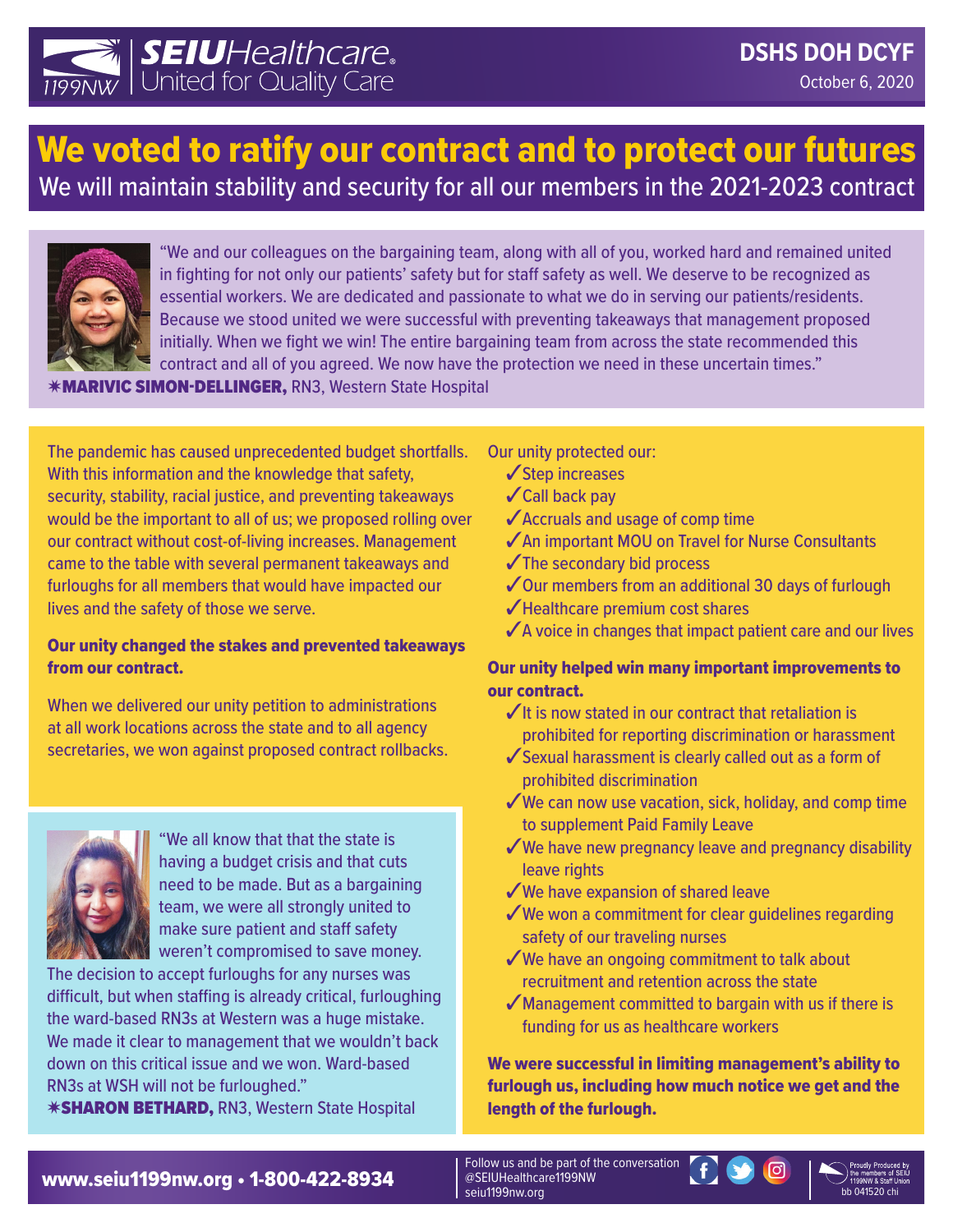**SEIU Healthcare 1199NW** | United for Quality Care

**DSHS DOH DCYF**
October 6, 2020

# We voted to ratify our contract and to protect our futures

## We will maintain stability and security for all our members in the 2021-2023 contract

"We and our colleagues on the bargaining team, along with all of you, worked hard and remained united in fighting for not only our patients' safety but for staff safety as well. We deserve to be recognized as essential workers. We are dedicated and passionate to what we do in serving our patients/residents. Because we stood united we were successful with preventing takeaways that management proposed initially. When we fight we win! The entire bargaining team from across the state recommended this contract and all of you agreed. We now have the protection we need in these uncertain times."
✶**MARIVIC SIMON-DELLINGER,** RN3, Western State Hospital

The pandemic has caused unprecedented budget shortfalls. With this information and the knowledge that safety, security, stability, racial justice, and preventing takeaways would be the important to all of us; we proposed rolling over our contract without cost-of-living increases. Management came to the table with several permanent takeaways and furloughs for all members that would have impacted our lives and the safety of those we serve.

**Our unity changed the stakes and prevented takeaways from our contract.**

When we delivered our unity petition to administrations at all work locations across the state and to all agency secretaries, we won against proposed contract rollbacks.

"We all know that that the state is having a budget crisis and that cuts need to be made. But as a bargaining team, we were all strongly united to make sure patient and staff safety weren't compromised to save money. The decision to accept furloughs for any nurses was difficult, but when staffing is already critical, furloughing the ward-based RN3s at Western was a huge mistake. We made it clear to management that we wouldn't back down on this critical issue and we won. Ward-based RN3s at WSH will not be furloughed."
✶**SHARON BETHARD,** RN3, Western State Hospital

Our unity protected our:

- ✓Step increases
- ✓Call back pay
- ✓Accruals and usage of comp time
- ✓An important MOU on Travel for Nurse Consultants
- ✓The secondary bid process
- ✓Our members from an additional 30 days of furlough
- ✓Healthcare premium cost shares
- ✓A voice in changes that impact patient care and our lives

**Our unity helped win many important improvements to our contract.**

- ✓It is now stated in our contract that retaliation is prohibited for reporting discrimination or harassment
- ✓Sexual harassment is clearly called out as a form of prohibited discrimination
- ✓We can now use vacation, sick, holiday, and comp time to supplement Paid Family Leave
- ✓We have new pregnancy leave and pregnancy disability leave rights
- ✓We have expansion of shared leave
- ✓We won a commitment for clear guidelines regarding safety of our traveling nurses
- ✓We have an ongoing commitment to talk about recruitment and retention across the state
- ✓Management committed to bargain with us if there is funding for us as healthcare workers

**We were successful in limiting management's ability to furlough us, including how much notice we get and the length of the furlough.**

**www.seiu1199nw.org • 1-800-422-8934**

Follow us and be part of the conversation
@SEIUHealthcare1199NW
seiu1199nw.org

Proudly Produced by the members of SEIU 1199NW & Staff Union
bb 041520 chi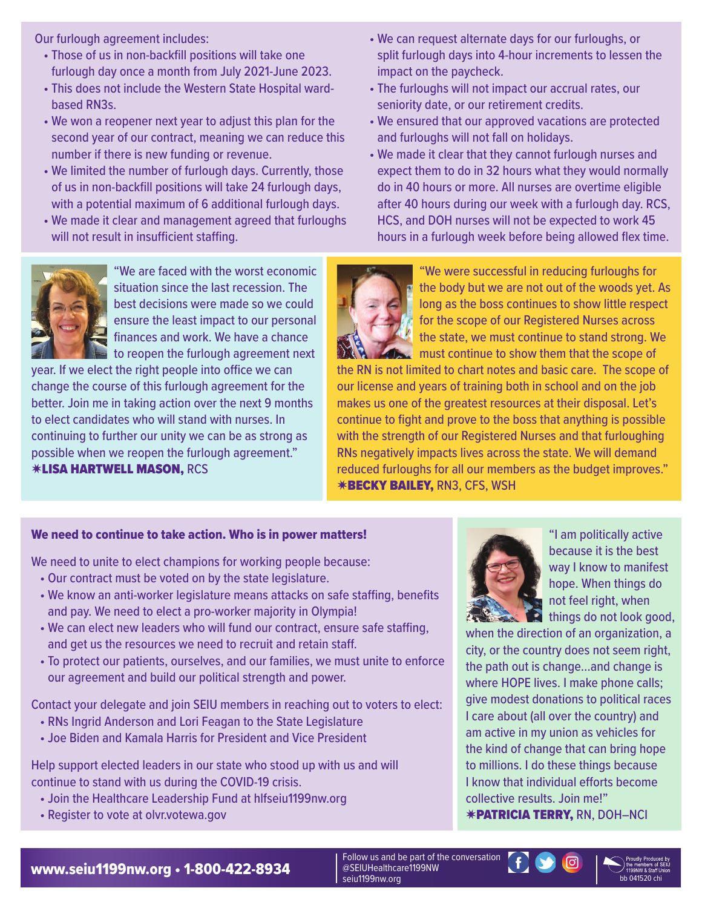Our furlough agreement includes:

- Those of us in non-backfill positions will take one furlough day once a month from July 2021-June 2023.
- This does not include the Western State Hospital ward-based RN3s.
- We won a reopener next year to adjust this plan for the second year of our contract, meaning we can reduce this number if there is new funding or revenue.
- We limited the number of furlough days. Currently, those of us in non-backfill positions will take 24 furlough days, with a potential maximum of 6 additional furlough days.
- We made it clear and management agreed that furloughs will not result in insufficient staffing.
- We can request alternate days for our furloughs, or split furlough days into 4-hour increments to lessen the impact on the paycheck.
- The furloughs will not impact our accrual rates, our seniority date, or our retirement credits.
- We ensured that our approved vacations are protected and furloughs will not fall on holidays.
- We made it clear that they cannot furlough nurses and expect them to do in 32 hours what they would normally do in 40 hours or more. All nurses are overtime eligible after 40 hours during our week with a furlough day. RCS, HCS, and DOH nurses will not be expected to work 45 hours in a furlough week before being allowed flex time.

"We are faced with the worst economic situation since the last recession. The best decisions were made so we could ensure the least impact to our personal finances and work. We have a chance to reopen the furlough agreement next year. If we elect the right people into office we can change the course of this furlough agreement for the better. Join me in taking action over the next 9 months to elect candidates who will stand with nurses. In continuing to further our unity we can be as strong as possible when we reopen the furlough agreement."
✶**LISA HARTWELL MASON,** RCS

"We were successful in reducing furloughs for the body but we are not out of the woods yet. As long as the boss continues to show little respect for the scope of our Registered Nurses across the state, we must continue to stand strong. We must continue to show them that the scope of the RN is not limited to chart notes and basic care. The scope of our license and years of training both in school and on the job makes us one of the greatest resources at their disposal. Let's continue to fight and prove to the boss that anything is possible with the strength of our Registered Nurses and that furloughing RNs negatively impacts lives across the state. We will demand reduced furloughs for all our members as the budget improves."
✶**BECKY BAILEY,** RN3, CFS, WSH

**We need to continue to take action. Who is in power matters!**

We need to unite to elect champions for working people because:

- Our contract must be voted on by the state legislature.
- We know an anti-worker legislature means attacks on safe staffing, benefits and pay. We need to elect a pro-worker majority in Olympia!
- We can elect new leaders who will fund our contract, ensure safe staffing, and get us the resources we need to recruit and retain staff.
- To protect our patients, ourselves, and our families, we must unite to enforce our agreement and build our political strength and power.

Contact your delegate and join SEIU members in reaching out to voters to elect:

- RNs Ingrid Anderson and Lori Feagan to the State Legislature
- Joe Biden and Kamala Harris for President and Vice President

Help support elected leaders in our state who stood up with us and will continue to stand with us during the COVID-19 crisis.

- Join the Healthcare Leadership Fund at hlfseiu1199nw.org
- Register to vote at olvr.votewa.gov

"I am politically active because it is the best way I know to manifest hope. When things do not feel right, when things do not look good, when the direction of an organization, a city, or the country does not seem right, the path out is change...and change is where HOPE lives. I make phone calls; give modest donations to political races I care about (all over the country) and am active in my union as vehicles for the kind of change that can bring hope to millions. I do these things because I know that individual efforts become collective results. Join me!"
✶**PATRICIA TERRY,** RN, DOH–NCI

**www.seiu1199nw.org • 1-800-422-8934**

Follow us and be part of the conversation
@SEIUHealthcare1199NW
seiu1199nw.org

Proudly Produced by the members of SEIU 1199NW & Staff Union
bb 041520 chi